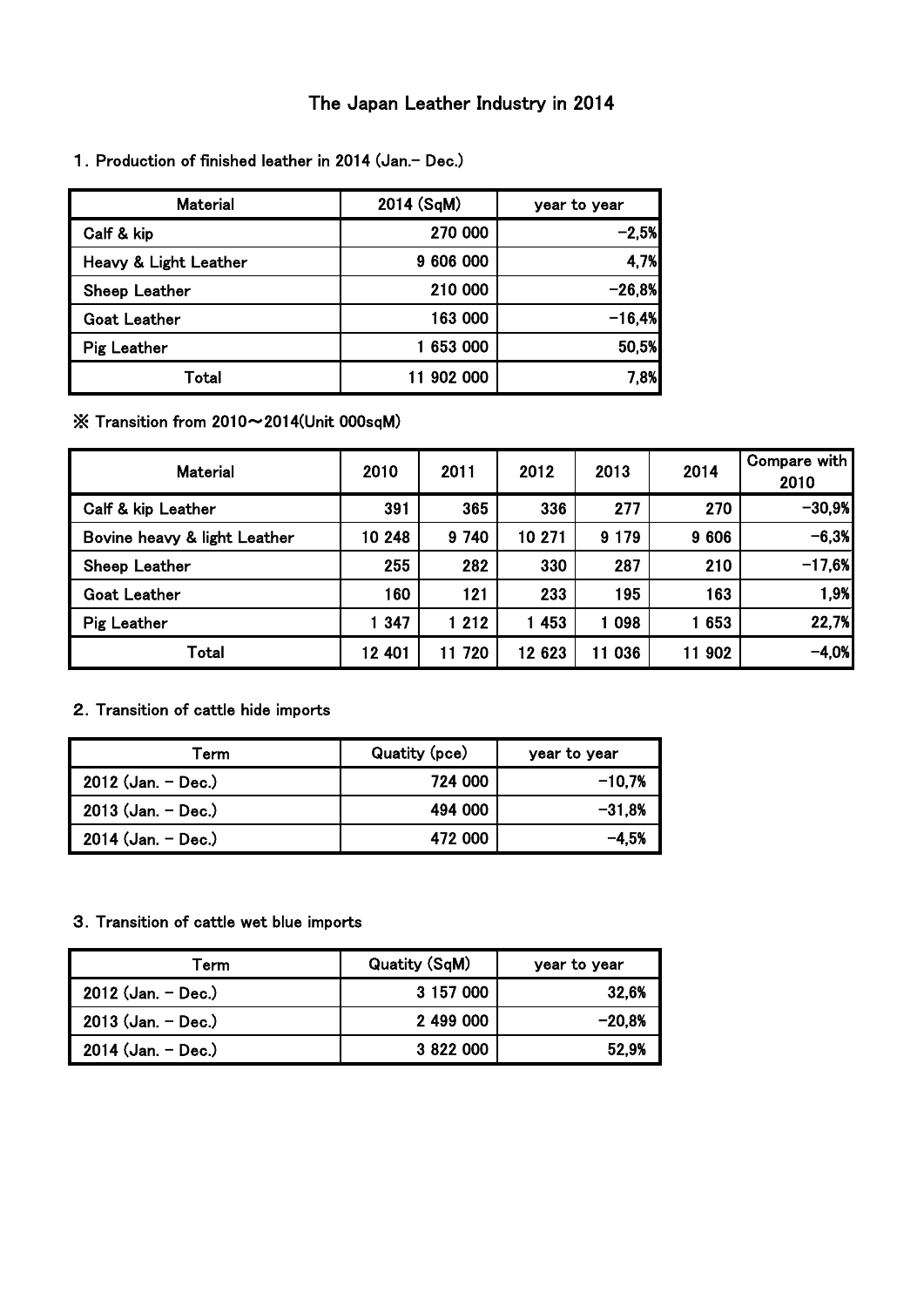# The Japan Leather Industry in 2014

## 1. Production of finished leather in 2014 (Jan.– Dec.)

| Material | 2014 (SqM) | year to year |
|---|---|---|
| Calf & kip | 270 000 | −2,5% |
| Heavy & Light Leather | 9 606 000 | 4,7% |
| Sheep Leather | 210 000 | −26,8% |
| Goat Leather | 163 000 | −16,4% |
| Pig Leather | 1 653 000 | 50,5% |
| Total | 11 902 000 | 7,8% |

※ Transition from 2010〜2014(Unit 000sqM)

| Material | 2010 | 2011 | 2012 | 2013 | 2014 | Compare with 2010 |
|---|---|---|---|---|---|---|
| Calf & kip Leather | 391 | 365 | 336 | 277 | 270 | −30,9% |
| Bovine heavy & light Leather | 10 248 | 9 740 | 10 271 | 9 179 | 9 606 | −6,3% |
| Sheep Leather | 255 | 282 | 330 | 287 | 210 | −17,6% |
| Goat Leather | 160 | 121 | 233 | 195 | 163 | 1,9% |
| Pig Leather | 1 347 | 1 212 | 1 453 | 1 098 | 1 653 | 22,7% |
| Total | 12 401 | 11 720 | 12 623 | 11 036 | 11 902 | −4,0% |

## 2. Transition of cattle hide imports

| Term | Quatity (pce) | year to year |
|---|---|---|
| 2012 (Jan. – Dec.) | 724 000 | −10,7% |
| 2013 (Jan. – Dec.) | 494 000 | −31,8% |
| 2014 (Jan. – Dec.) | 472 000 | −4,5% |

## 3. Transition of cattle wet blue imports

| Term | Quatity (SqM) | year to year |
|---|---|---|
| 2012 (Jan. – Dec.) | 3 157 000 | 32,6% |
| 2013 (Jan. – Dec.) | 2 499 000 | −20,8% |
| 2014 (Jan. – Dec.) | 3 822 000 | 52,9% |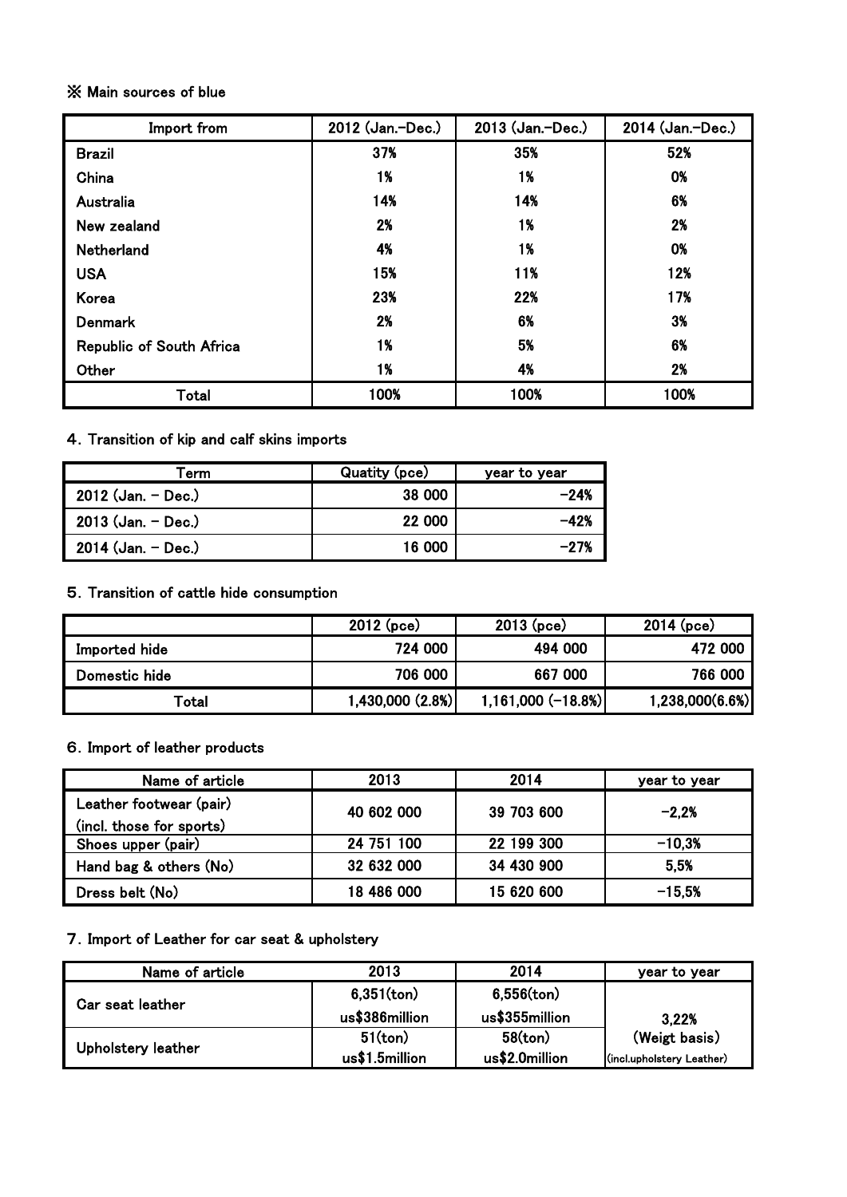※ Main sources of blue

| Import from | 2012 (Jan.-Dec.) | 2013 (Jan.-Dec.) | 2014 (Jan.-Dec.) |
|---|---|---|---|
| Brazil | 37% | 35% | 52% |
| China | 1% | 1% | 0% |
| Australia | 14% | 14% | 6% |
| New zealand | 2% | 1% | 2% |
| Netherland | 4% | 1% | 0% |
| USA | 15% | 11% | 12% |
| Korea | 23% | 22% | 17% |
| Denmark | 2% | 6% | 3% |
| Republic of South Africa | 1% | 5% | 6% |
| Other | 1% | 4% | 2% |
| Total | 100% | 100% | 100% |

## 4. Transition of kip and calf skins imports

| Term | Quatity (pce) | year to year |
|---|---|---|
| 2012 (Jan. - Dec.) | 38 000 | -24% |
| 2013 (Jan. - Dec.) | 22 000 | -42% |
| 2014 (Jan. - Dec.) | 16 000 | -27% |

## 5. Transition of cattle hide consumption

| | 2012 (pce) | 2013 (pce) | 2014 (pce) |
|---|---|---|---|
| Imported hide | 724 000 | 494 000 | 472 000 |
| Domestic hide | 706 000 | 667 000 | 766 000 |
| Total | 1,430,000 (2.8%) | 1,161,000 (-18.8%) | 1,238,000(6.6%) |

## 6. Import of leather products

| Name of article | 2013 | 2014 | year to year |
|---|---|---|---|
| Leather footwear (pair) (incl. those for sports) | 40 602 000 | 39 703 600 | -2,2% |
| Shoes upper (pair) | 24 751 100 | 22 199 300 | -10,3% |
| Hand bag & others (No) | 32 632 000 | 34 430 900 | 5,5% |
| Dress belt (No) | 18 486 000 | 15 620 600 | -15,5% |

## 7. Import of Leather for car seat & upholstery

| Name of article | 2013 | 2014 | year to year |
|---|---|---|---|
| Car seat leather | 6,351(ton) us$386million | 6,556(ton) us$355million | 3,22% (Weigt basis) (incl.upholstery Leather) |
| Upholstery leather | 51(ton) us$1.5million | 58(ton) us$2.0million | |